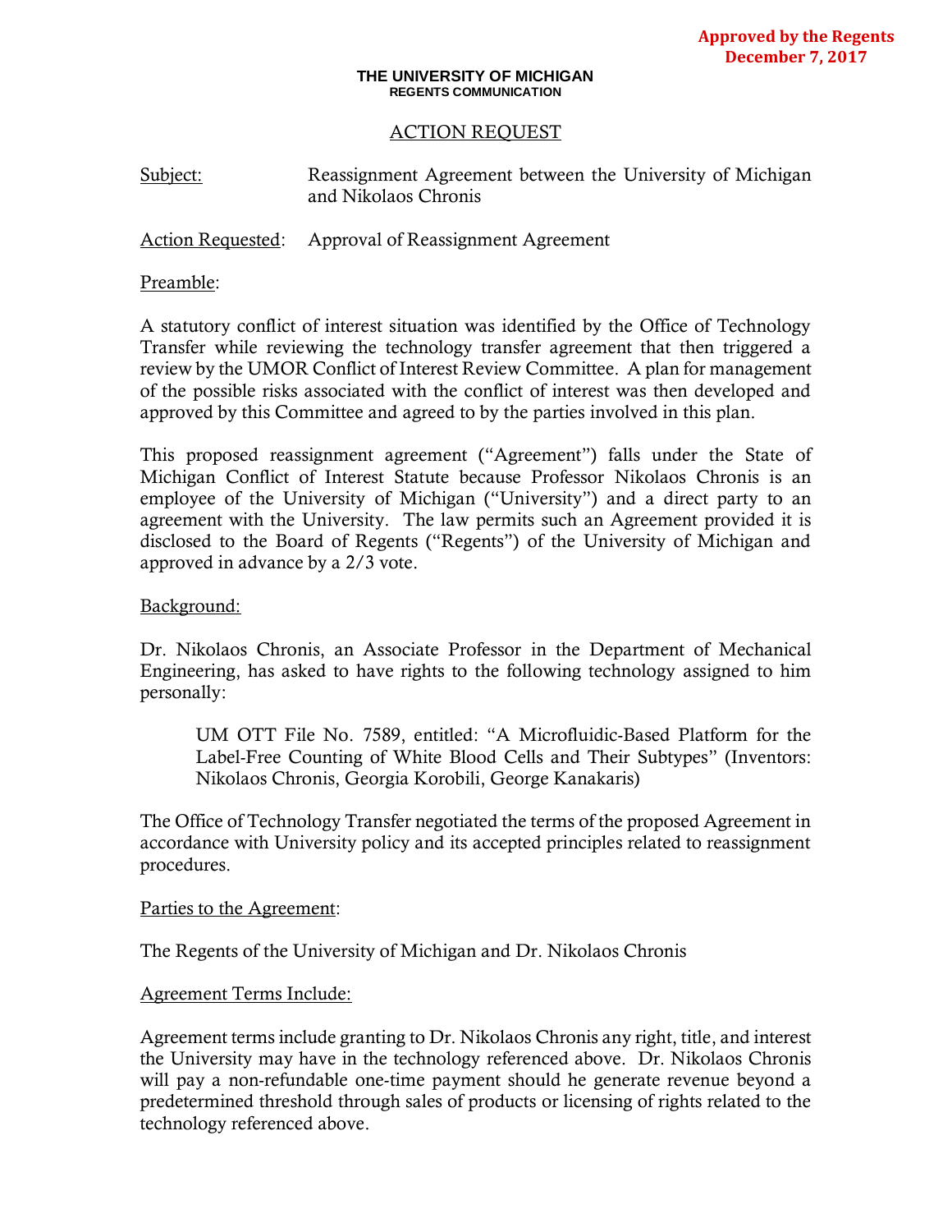**Approved by the Regents December 7, 2017**

**THE UNIVERSITY OF MICHIGAN**
**REGENTS COMMUNICATION**

# ACTION REQUEST

Subject: Reassignment Agreement between the University of Michigan and Nikolaos Chronis

Action Requested: Approval of Reassignment Agreement

Preamble:

A statutory conflict of interest situation was identified by the Office of Technology Transfer while reviewing the technology transfer agreement that then triggered a review by the UMOR Conflict of Interest Review Committee. A plan for management of the possible risks associated with the conflict of interest was then developed and approved by this Committee and agreed to by the parties involved in this plan.

This proposed reassignment agreement ("Agreement") falls under the State of Michigan Conflict of Interest Statute because Professor Nikolaos Chronis is an employee of the University of Michigan ("University") and a direct party to an agreement with the University. The law permits such an Agreement provided it is disclosed to the Board of Regents ("Regents") of the University of Michigan and approved in advance by a 2/3 vote.

Background:

Dr. Nikolaos Chronis, an Associate Professor in the Department of Mechanical Engineering, has asked to have rights to the following technology assigned to him personally:

> UM OTT File No. 7589, entitled: "A Microfluidic-Based Platform for the Label-Free Counting of White Blood Cells and Their Subtypes" (Inventors: Nikolaos Chronis, Georgia Korobili, George Kanakaris)

The Office of Technology Transfer negotiated the terms of the proposed Agreement in accordance with University policy and its accepted principles related to reassignment procedures.

Parties to the Agreement:

The Regents of the University of Michigan and Dr. Nikolaos Chronis

Agreement Terms Include:

Agreement terms include granting to Dr. Nikolaos Chronis any right, title, and interest the University may have in the technology referenced above. Dr. Nikolaos Chronis will pay a non-refundable one-time payment should he generate revenue beyond a predetermined threshold through sales of products or licensing of rights related to the technology referenced above.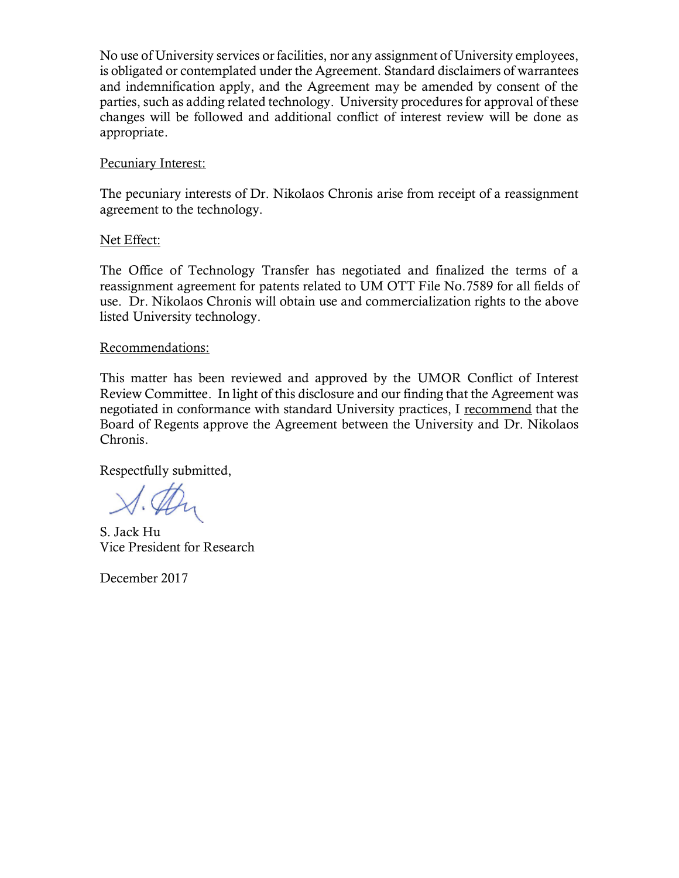No use of University services or facilities, nor any assignment of University employees, is obligated or contemplated under the Agreement. Standard disclaimers of warrantees and indemnification apply, and the Agreement may be amended by consent of the parties, such as adding related technology. University procedures for approval of these changes will be followed and additional conflict of interest review will be done as appropriate.

<u>Pecuniary Interest:</u>

The pecuniary interests of Dr. Nikolaos Chronis arise from receipt of a reassignment agreement to the technology.

<u>Net Effect:</u>

The Office of Technology Transfer has negotiated and finalized the terms of a reassignment agreement for patents related to UM OTT File No.7589 for all fields of use. Dr. Nikolaos Chronis will obtain use and commercialization rights to the above listed University technology.

<u>Recommendations:</u>

This matter has been reviewed and approved by the UMOR Conflict of Interest Review Committee. In light of this disclosure and our finding that the Agreement was negotiated in conformance with standard University practices, I <u>recommend</u> that the Board of Regents approve the Agreement between the University and Dr. Nikolaos Chronis.

Respectfully submitted,

S. Jack Hu
Vice President for Research

December 2017